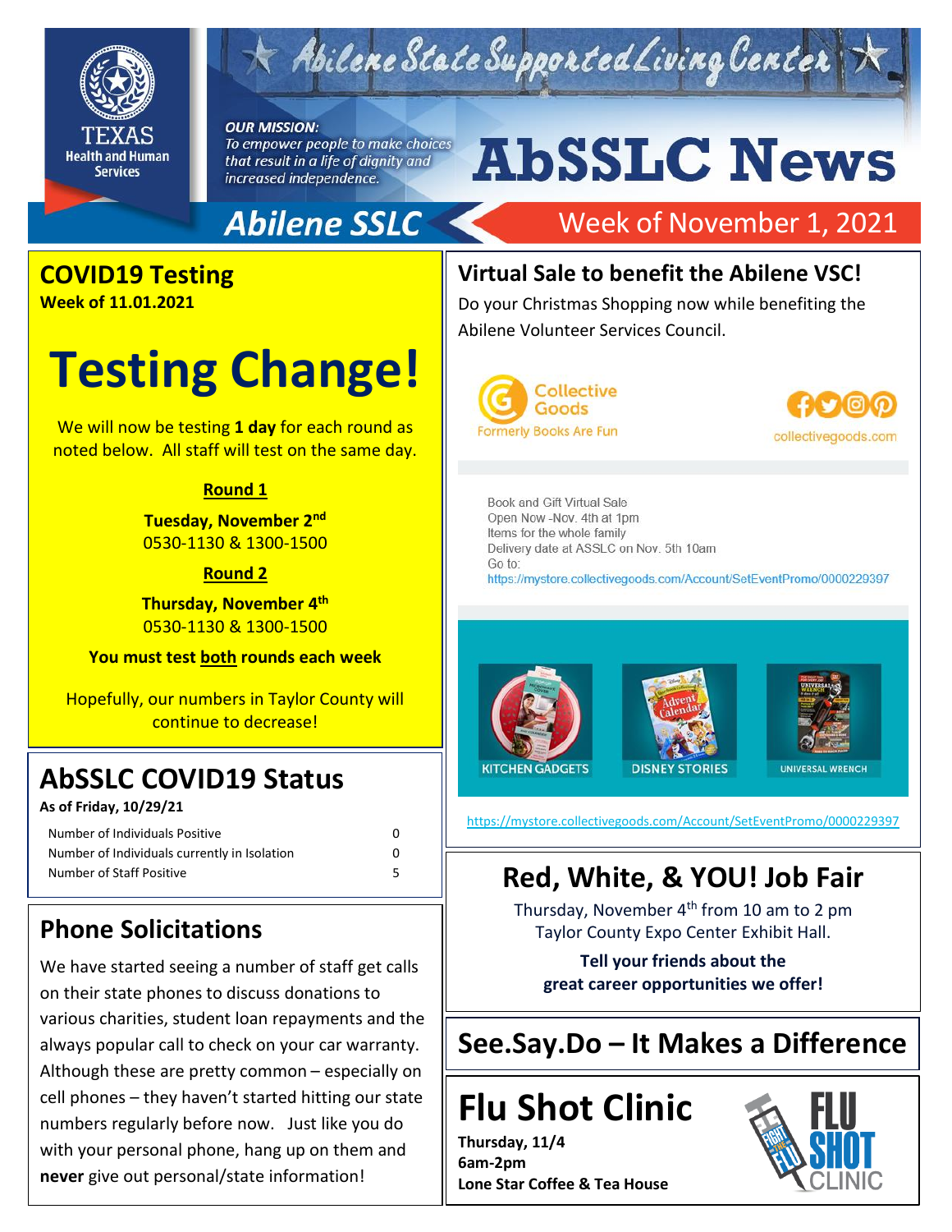# AbSSLC News

Abilene State Supported Living Center

***OUR MISSION:*** *To empower people to make choices that result in a life of dignity and increased independence.*

**Abilene SSLC** — Week of November 1, 2021

## COVID19 Testing

**Week of 11.01.2021**

# Testing Change!

We will now be testing **1 day** for each round as noted below. All staff will test on the same day.

**Round 1**

**Tuesday, November 2nd**
0530-1130 & 1300-1500

**Round 2**

**Thursday, November 4th**
0530-1130 & 1300-1500

**You must test both rounds each week**

Hopefully, our numbers in Taylor County will continue to decrease!

## AbSSLC COVID19 Status

**As of Friday, 10/29/21**

| | |
|---|---|
| Number of Individuals Positive | 0 |
| Number of Individuals currently in Isolation | 0 |
| Number of Staff Positive | 5 |

## Phone Solicitations

We have started seeing a number of staff get calls on their state phones to discuss donations to various charities, student loan repayments and the always popular call to check on your car warranty. Although these are pretty common – especially on cell phones – they haven't started hitting our state numbers regularly before now. Just like you do with your personal phone, hang up on them and **never** give out personal/state information!

## Virtual Sale to benefit the Abilene VSC!

Do your Christmas Shopping now while benefiting the Abilene Volunteer Services Council.

Collective Goods
Formerly Books Are Fun

collectivegoods.com

Book and Gift Virtual Sale
Open Now -Nov. 4th at 1pm
Items for the whole family
Delivery date at ASSLC on Nov. 5th 10am
Go to:
https://mystore.collectivegoods.com/Account/SetEventPromo/0000229397

KITCHEN GADGETS | DISNEY STORIES | UNIVERSAL WRENCH

https://mystore.collectivegoods.com/Account/SetEventPromo/0000229397

## Red, White, & YOU! Job Fair

Thursday, November 4th from 10 am to 2 pm
Taylor County Expo Center Exhibit Hall.

**Tell your friends about the great career opportunities we offer!**

## See.Say.Do – It Makes a Difference

## Flu Shot Clinic

**Thursday, 11/4**
**6am-2pm**
**Lone Star Coffee & Tea House**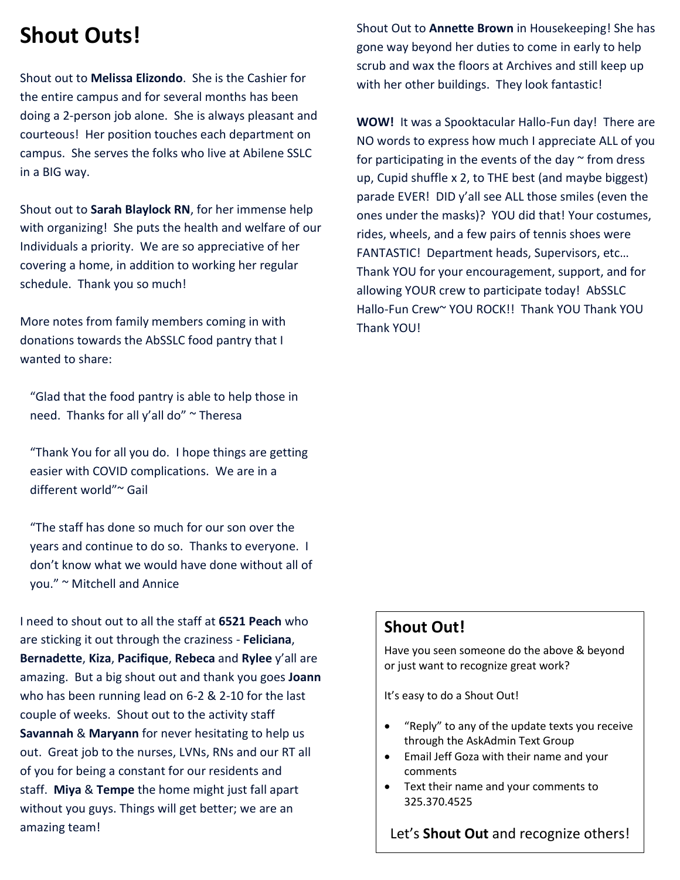# Shout Outs!

Shout out to **Melissa Elizondo**. She is the Cashier for the entire campus and for several months has been doing a 2-person job alone. She is always pleasant and courteous! Her position touches each department on campus. She serves the folks who live at Abilene SSLC in a BIG way.

Shout out to **Sarah Blaylock RN**, for her immense help with organizing! She puts the health and welfare of our Individuals a priority. We are so appreciative of her covering a home, in addition to working her regular schedule. Thank you so much!

More notes from family members coming in with donations towards the AbSSLC food pantry that I wanted to share:

> "Glad that the food pantry is able to help those in need. Thanks for all y'all do" ~ Theresa
>
> "Thank You for all you do. I hope things are getting easier with COVID complications. We are in a different world"~ Gail
>
> "The staff has done so much for our son over the years and continue to do so. Thanks to everyone. I don't know what we would have done without all of you." ~ Mitchell and Annice

I need to shout out to all the staff at **6521 Peach** who are sticking it out through the craziness - **Feliciana**, **Bernadette**, **Kiza**, **Pacifique**, **Rebeca** and **Rylee** y'all are amazing. But a big shout out and thank you goes **Joann** who has been running lead on 6-2 & 2-10 for the last couple of weeks. Shout out to the activity staff **Savannah** & **Maryann** for never hesitating to help us out. Great job to the nurses, LVNs, RNs and our RT all of you for being a constant for our residents and staff. **Miya** & **Tempe** the home might just fall apart without you guys. Things will get better; we are an amazing team!

Shout Out to **Annette Brown** in Housekeeping! She has gone way beyond her duties to come in early to help scrub and wax the floors at Archives and still keep up with her other buildings. They look fantastic!

**WOW!** It was a Spooktacular Hallo-Fun day! There are NO words to express how much I appreciate ALL of you for participating in the events of the day ~ from dress up, Cupid shuffle x 2, to THE best (and maybe biggest) parade EVER! DID y'all see ALL those smiles (even the ones under the masks)? YOU did that! Your costumes, rides, wheels, and a few pairs of tennis shoes were FANTASTIC! Department heads, Supervisors, etc… Thank YOU for your encouragement, support, and for allowing YOUR crew to participate today! AbSSLC Hallo-Fun Crew~ YOU ROCK!! Thank YOU Thank YOU Thank YOU!

## Shout Out!

Have you seen someone do the above & beyond or just want to recognize great work?

It's easy to do a Shout Out!

- "Reply" to any of the update texts you receive through the AskAdmin Text Group
- Email Jeff Goza with their name and your comments
- Text their name and your comments to 325.370.4525

Let's **Shout Out** and recognize others!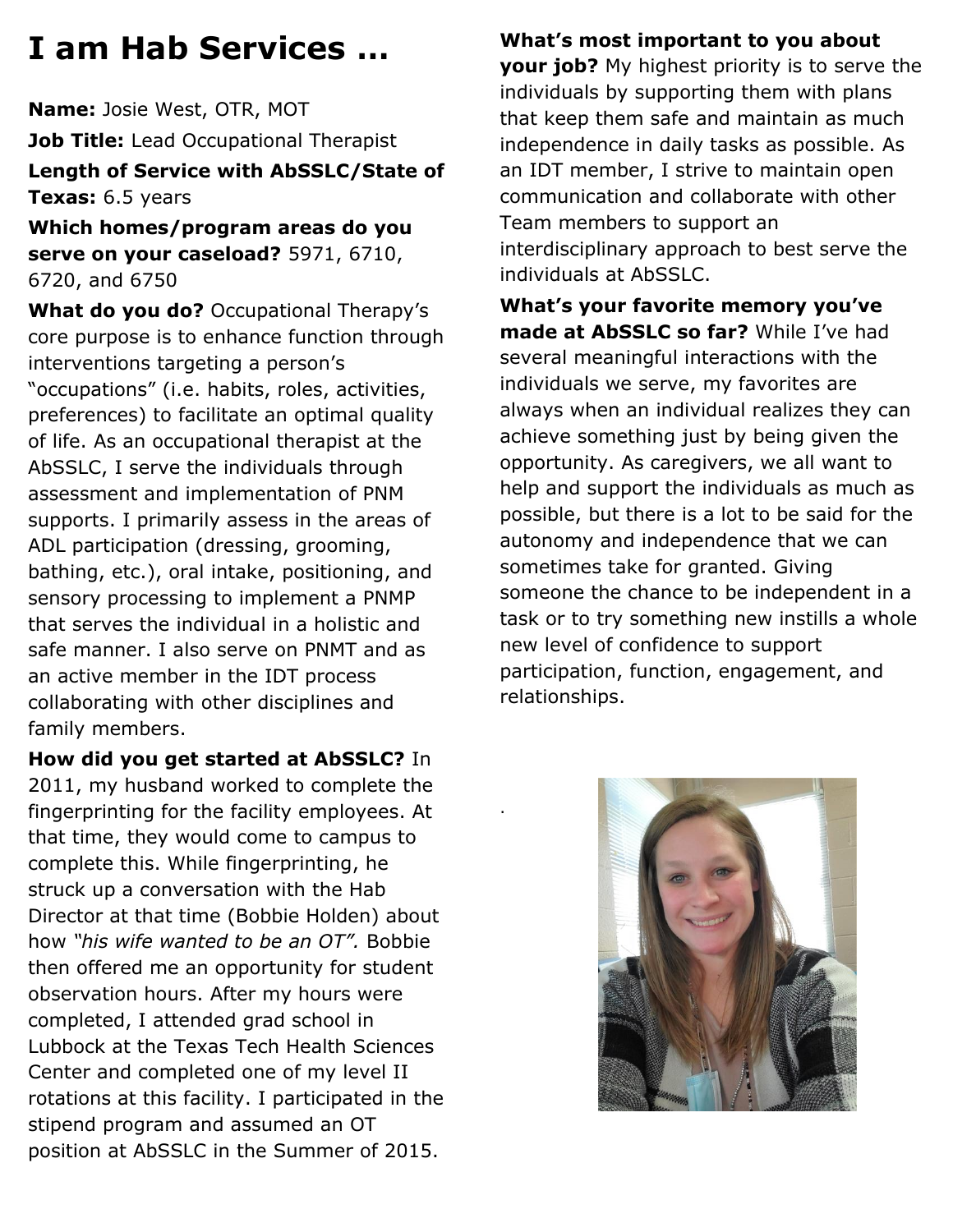# I am Hab Services …

**Name:** Josie West, OTR, MOT

**Job Title:** Lead Occupational Therapist

**Length of Service with AbSSLC/State of Texas:** 6.5 years

**Which homes/program areas do you serve on your caseload?** 5971, 6710, 6720, and 6750

**What do you do?** Occupational Therapy's core purpose is to enhance function through interventions targeting a person's "occupations" (i.e. habits, roles, activities, preferences) to facilitate an optimal quality of life. As an occupational therapist at the AbSSLC, I serve the individuals through assessment and implementation of PNM supports. I primarily assess in the areas of ADL participation (dressing, grooming, bathing, etc.), oral intake, positioning, and sensory processing to implement a PNMP that serves the individual in a holistic and safe manner. I also serve on PNMT and as an active member in the IDT process collaborating with other disciplines and family members.

**How did you get started at AbSSLC?** In 2011, my husband worked to complete the fingerprinting for the facility employees. At that time, they would come to campus to complete this. While fingerprinting, he struck up a conversation with the Hab Director at that time (Bobbie Holden) about how *"his wife wanted to be an OT".* Bobbie then offered me an opportunity for student observation hours. After my hours were completed, I attended grad school in Lubbock at the Texas Tech Health Sciences Center and completed one of my level II rotations at this facility. I participated in the stipend program and assumed an OT position at AbSSLC in the Summer of 2015.

**What's most important to you about your job?** My highest priority is to serve the individuals by supporting them with plans that keep them safe and maintain as much independence in daily tasks as possible. As an IDT member, I strive to maintain open communication and collaborate with other Team members to support an interdisciplinary approach to best serve the individuals at AbSSLC.

**What's your favorite memory you've made at AbSSLC so far?** While I've had several meaningful interactions with the individuals we serve, my favorites are always when an individual realizes they can achieve something just by being given the opportunity. As caregivers, we all want to help and support the individuals as much as possible, but there is a lot to be said for the autonomy and independence that we can sometimes take for granted. Giving someone the chance to be independent in a task or to try something new instills a whole new level of confidence to support participation, function, engagement, and relationships.